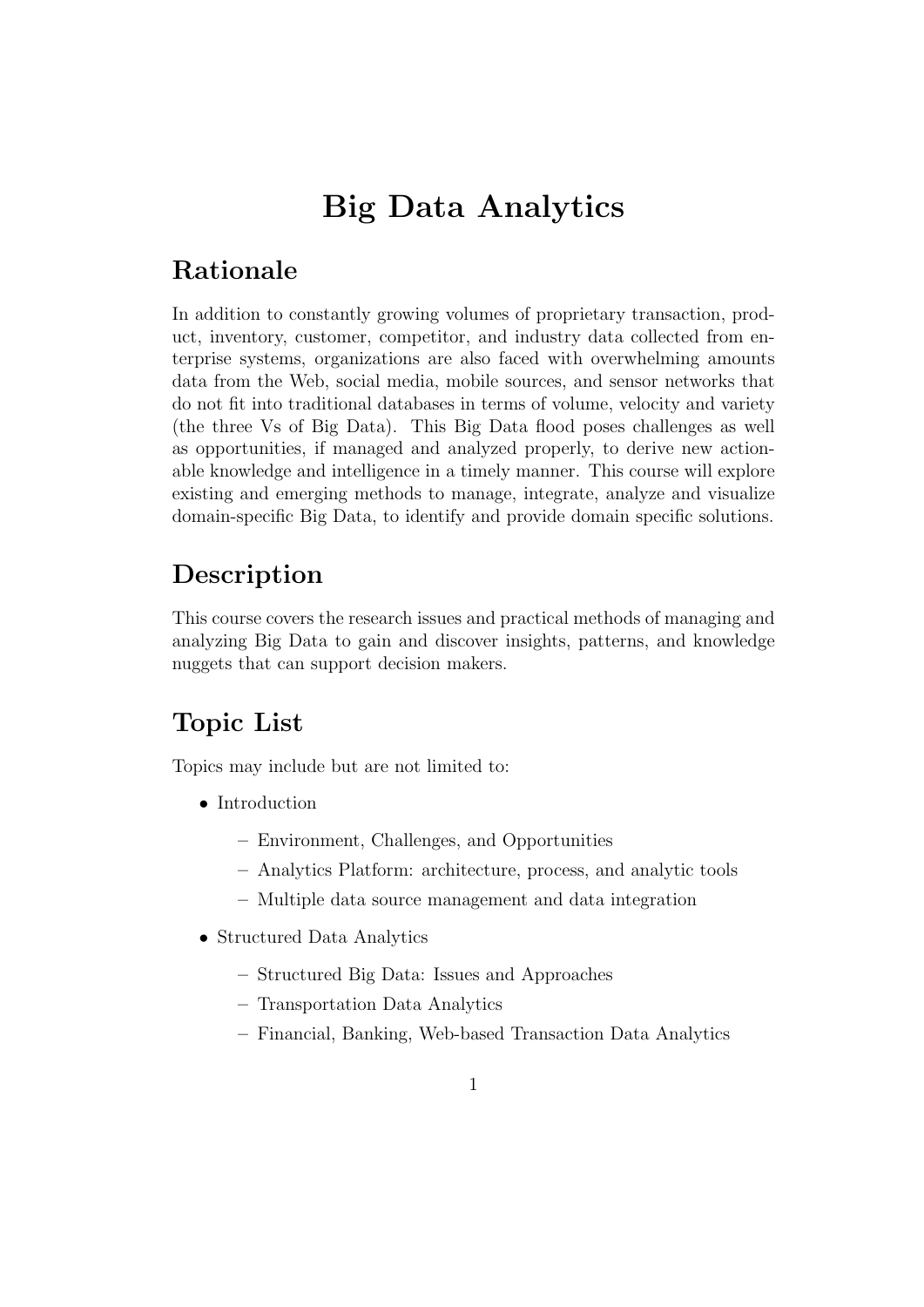# Big Data Analytics

## Rationale

In addition to constantly growing volumes of proprietary transaction, product, inventory, customer, competitor, and industry data collected from enterprise systems, organizations are also faced with overwhelming amounts data from the Web, social media, mobile sources, and sensor networks that do not fit into traditional databases in terms of volume, velocity and variety (the three Vs of Big Data). This Big Data flood poses challenges as well as opportunities, if managed and analyzed properly, to derive new actionable knowledge and intelligence in a timely manner. This course will explore existing and emerging methods to manage, integrate, analyze and visualize domain-specific Big Data, to identify and provide domain specific solutions.

## Description

This course covers the research issues and practical methods of managing and analyzing Big Data to gain and discover insights, patterns, and knowledge nuggets that can support decision makers.

## Topic List

Topics may include but are not limited to:

- Introduction
  - Environment, Challenges, and Opportunities
  - Analytics Platform: architecture, process, and analytic tools
  - Multiple data source management and data integration
- Structured Data Analytics
  - Structured Big Data: Issues and Approaches
  - Transportation Data Analytics
  - Financial, Banking, Web-based Transaction Data Analytics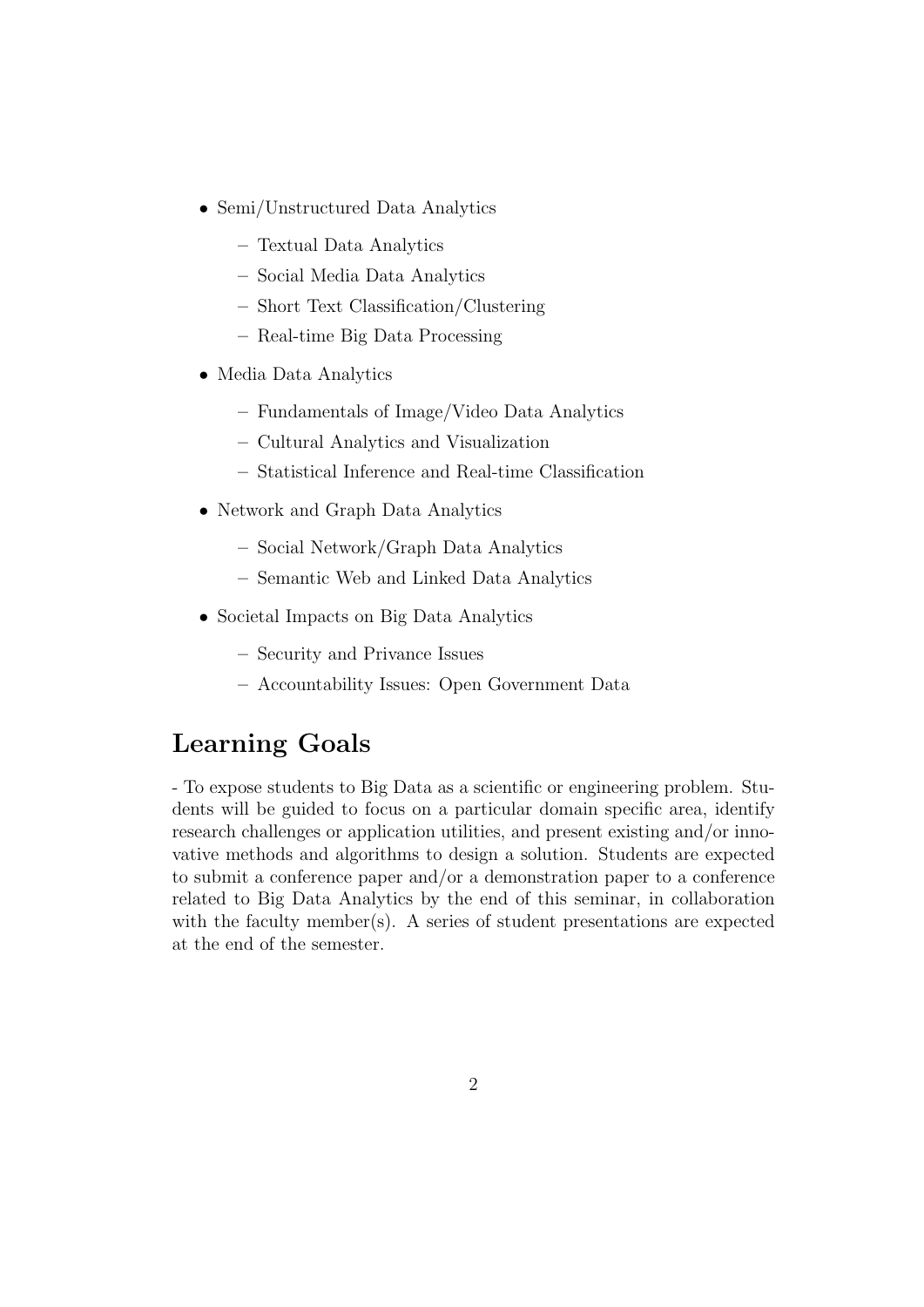- Semi/Unstructured Data Analytics
  - Textual Data Analytics
  - Social Media Data Analytics
  - Short Text Classification/Clustering
  - Real-time Big Data Processing
- Media Data Analytics
  - Fundamentals of Image/Video Data Analytics
  - Cultural Analytics and Visualization
  - Statistical Inference and Real-time Classification
- Network and Graph Data Analytics
  - Social Network/Graph Data Analytics
  - Semantic Web and Linked Data Analytics
- Societal Impacts on Big Data Analytics
  - Security and Privance Issues
  - Accountability Issues: Open Government Data

## Learning Goals

- To expose students to Big Data as a scientific or engineering problem. Students will be guided to focus on a particular domain specific area, identify research challenges or application utilities, and present existing and/or innovative methods and algorithms to design a solution. Students are expected to submit a conference paper and/or a demonstration paper to a conference related to Big Data Analytics by the end of this seminar, in collaboration with the faculty member(s). A series of student presentations are expected at the end of the semester.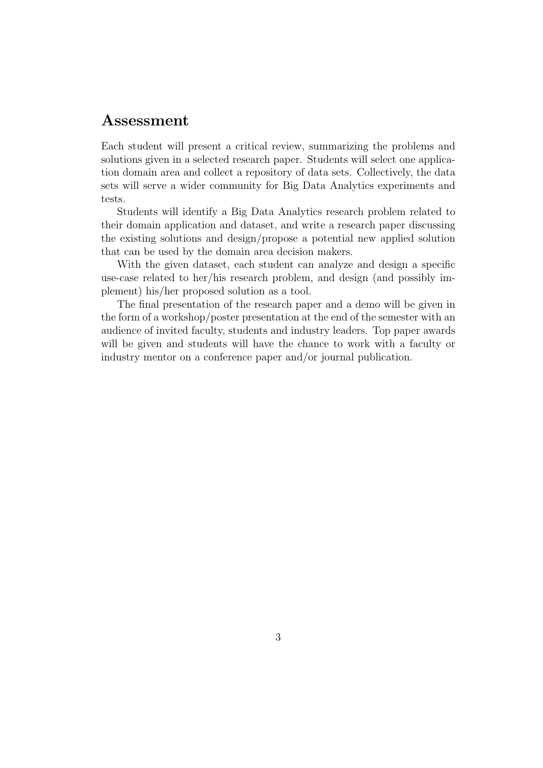## Assessment

Each student will present a critical review, summarizing the problems and solutions given in a selected research paper. Students will select one application domain area and collect a repository of data sets. Collectively, the data sets will serve a wider community for Big Data Analytics experiments and tests.

Students will identify a Big Data Analytics research problem related to their domain application and dataset, and write a research paper discussing the existing solutions and design/propose a potential new applied solution that can be used by the domain area decision makers.

With the given dataset, each student can analyze and design a specific use-case related to her/his research problem, and design (and possibly implement) his/her proposed solution as a tool.

The final presentation of the research paper and a demo will be given in the form of a workshop/poster presentation at the end of the semester with an audience of invited faculty, students and industry leaders. Top paper awards will be given and students will have the chance to work with a faculty or industry mentor on a conference paper and/or journal publication.